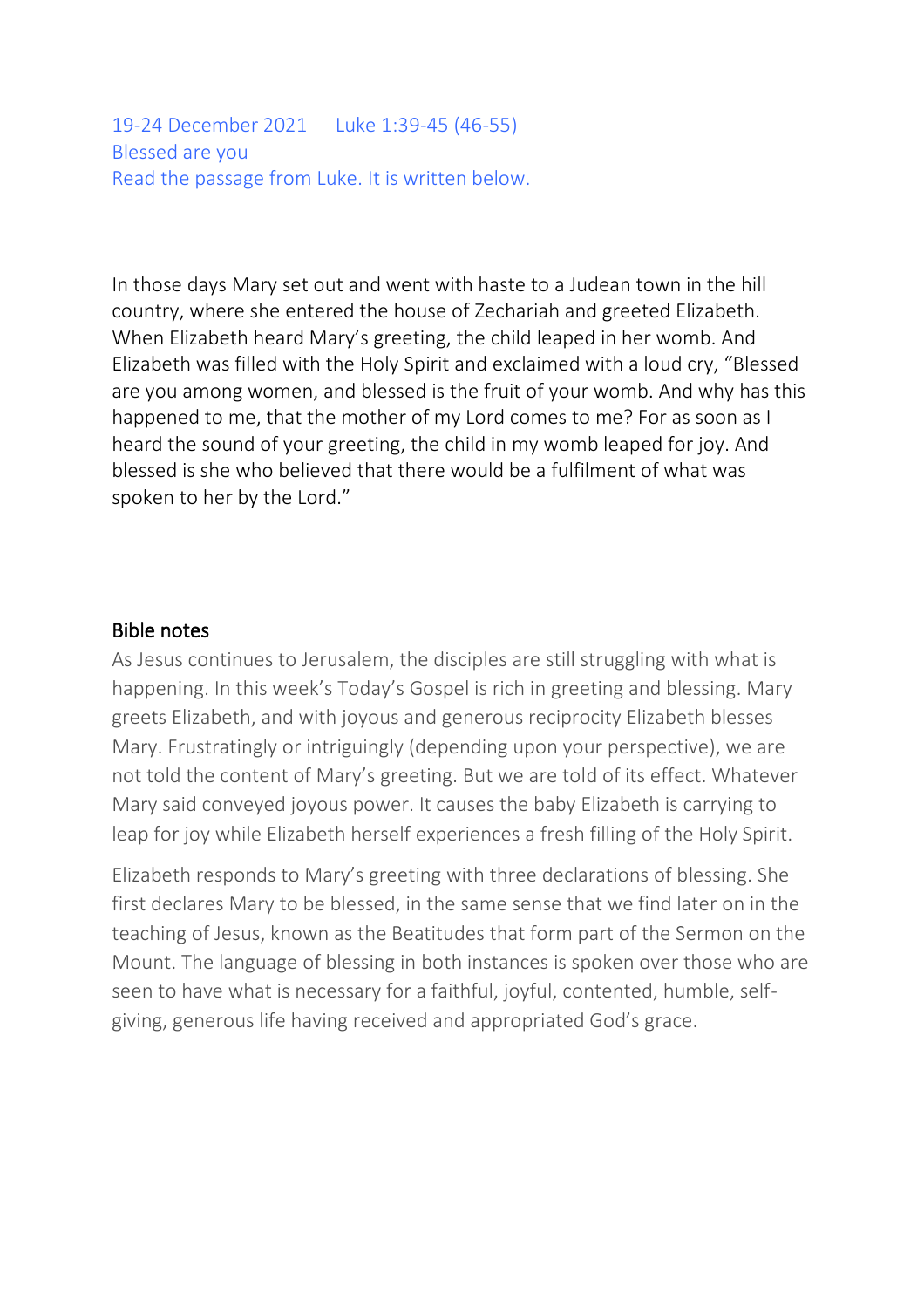19-24 December 2021 Luke 1:39-45 (46-55)
Blessed are you
Read the passage from Luke. It is written below.

In those days Mary set out and went with haste to a Judean town in the hill country, where she entered the house of Zechariah and greeted Elizabeth. When Elizabeth heard Mary's greeting, the child leaped in her womb. And Elizabeth was filled with the Holy Spirit and exclaimed with a loud cry, "Blessed are you among women, and blessed is the fruit of your womb. And why has this happened to me, that the mother of my Lord comes to me? For as soon as I heard the sound of your greeting, the child in my womb leaped for joy. And blessed is she who believed that there would be a fulfilment of what was spoken to her by the Lord."

## Bible notes

As Jesus continues to Jerusalem, the disciples are still struggling with what is happening. In this week's Today's Gospel is rich in greeting and blessing. Mary greets Elizabeth, and with joyous and generous reciprocity Elizabeth blesses Mary. Frustratingly or intriguingly (depending upon your perspective), we are not told the content of Mary's greeting. But we are told of its effect. Whatever Mary said conveyed joyous power. It causes the baby Elizabeth is carrying to leap for joy while Elizabeth herself experiences a fresh filling of the Holy Spirit.

Elizabeth responds to Mary's greeting with three declarations of blessing. She first declares Mary to be blessed, in the same sense that we find later on in the teaching of Jesus, known as the Beatitudes that form part of the Sermon on the Mount. The language of blessing in both instances is spoken over those who are seen to have what is necessary for a faithful, joyful, contented, humble, self-giving, generous life having received and appropriated God's grace.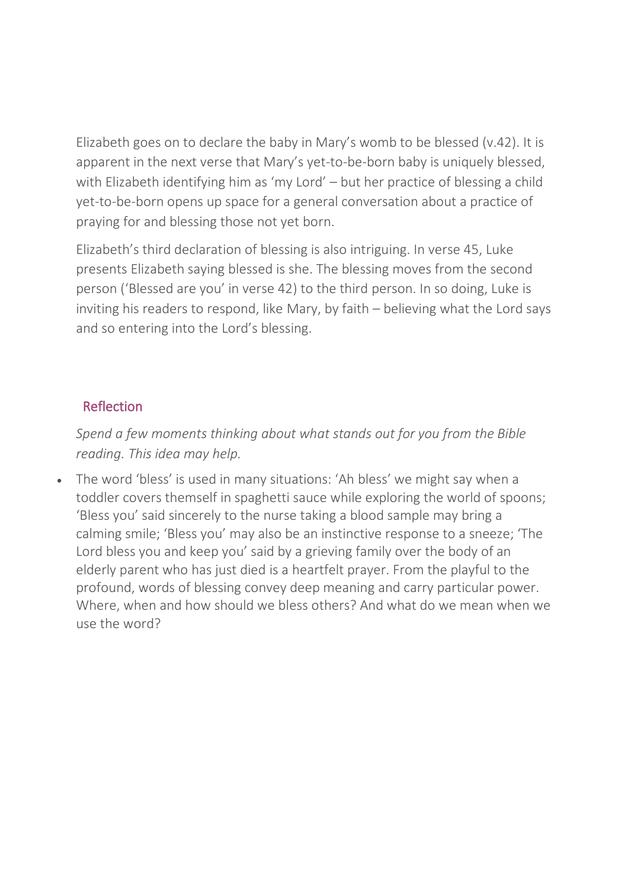Elizabeth goes on to declare the baby in Mary's womb to be blessed (v.42). It is apparent in the next verse that Mary's yet-to-be-born baby is uniquely blessed, with Elizabeth identifying him as 'my Lord' – but her practice of blessing a child yet-to-be-born opens up space for a general conversation about a practice of praying for and blessing those not yet born.

Elizabeth's third declaration of blessing is also intriguing. In verse 45, Luke presents Elizabeth saying blessed is she. The blessing moves from the second person ('Blessed are you' in verse 42) to the third person. In so doing, Luke is inviting his readers to respond, like Mary, by faith – believing what the Lord says and so entering into the Lord's blessing.

## Reflection

*Spend a few moments thinking about what stands out for you from the Bible reading. This idea may help.*

- The word 'bless' is used in many situations: 'Ah bless' we might say when a toddler covers themself in spaghetti sauce while exploring the world of spoons; 'Bless you' said sincerely to the nurse taking a blood sample may bring a calming smile; 'Bless you' may also be an instinctive response to a sneeze; 'The Lord bless you and keep you' said by a grieving family over the body of an elderly parent who has just died is a heartfelt prayer. From the playful to the profound, words of blessing convey deep meaning and carry particular power. Where, when and how should we bless others? And what do we mean when we use the word?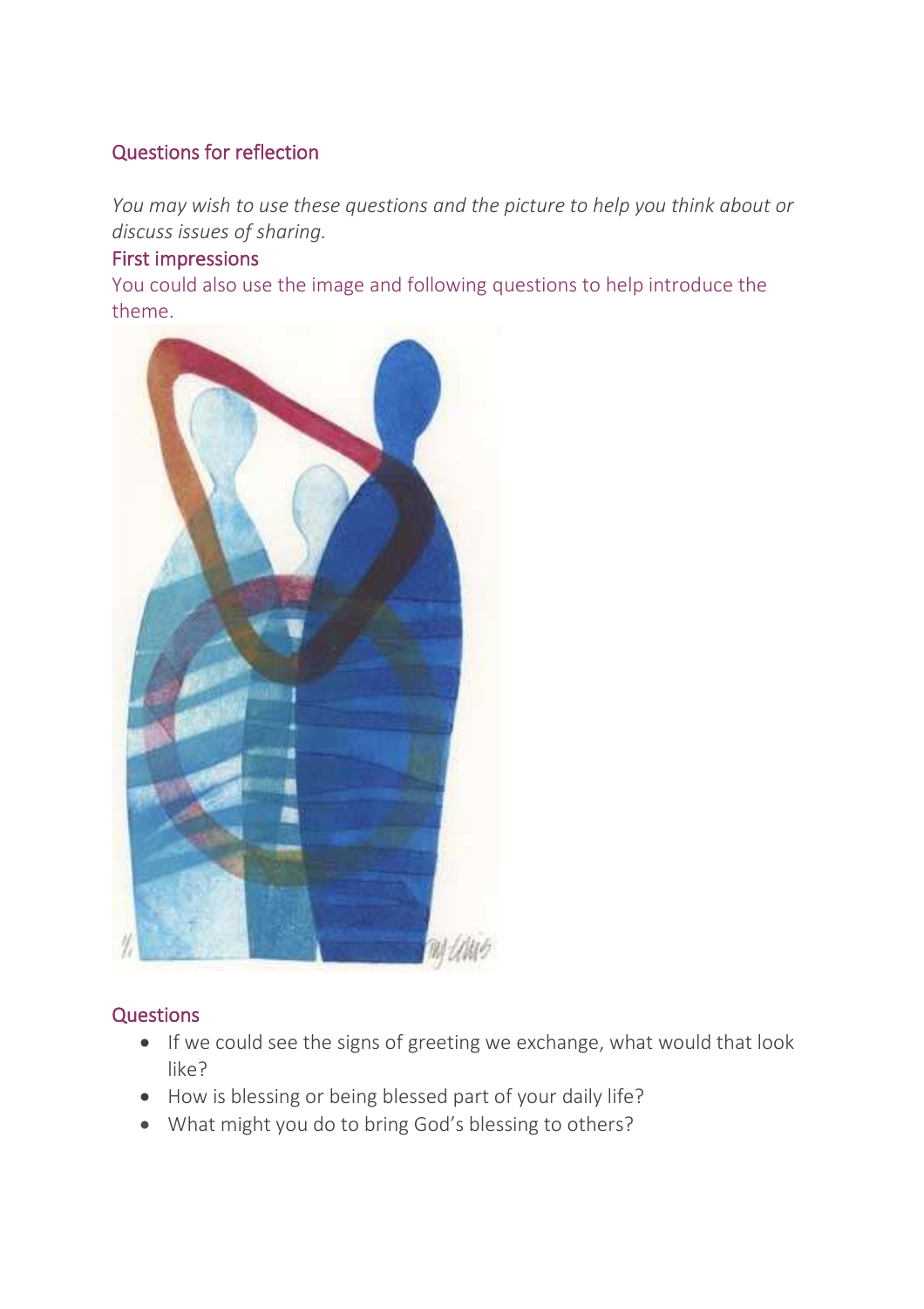## Questions for reflection

*You may wish to use these questions and the picture to help you think about or discuss issues of sharing.*

### First impressions

You could also use the image and following questions to help introduce the theme.

### Questions

- If we could see the signs of greeting we exchange, what would that look like?
- How is blessing or being blessed part of your daily life?
- What might you do to bring God's blessing to others?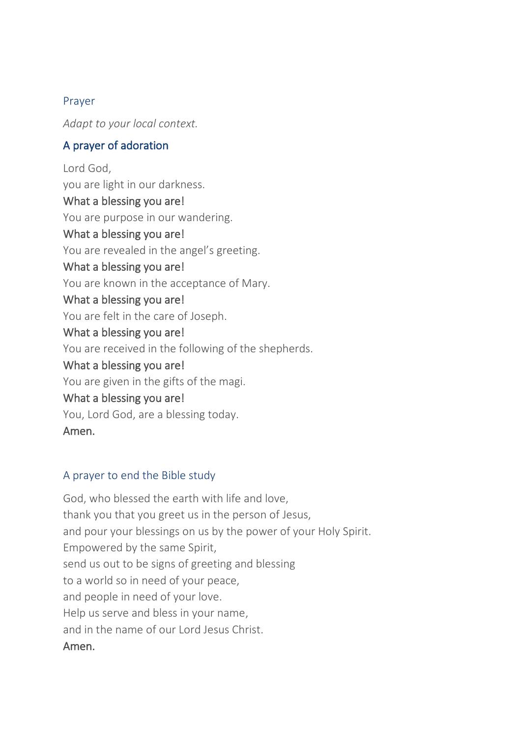## Prayer

*Adapt to your local context.*

### A prayer of adoration

Lord God,
you are light in our darkness.
**What a blessing you are!**
You are purpose in our wandering.
**What a blessing you are!**
You are revealed in the angel's greeting.
**What a blessing you are!**
You are known in the acceptance of Mary.
**What a blessing you are!**
You are felt in the care of Joseph.
**What a blessing you are!**
You are received in the following of the shepherds.
**What a blessing you are!**
You are given in the gifts of the magi.
**What a blessing you are!**
You, Lord God, are a blessing today.
**Amen.**

### A prayer to end the Bible study

God, who blessed the earth with life and love,
thank you that you greet us in the person of Jesus,
and pour your blessings on us by the power of your Holy Spirit.
Empowered by the same Spirit,
send us out to be signs of greeting and blessing
to a world so in need of your peace,
and people in need of your love.
Help us serve and bless in your name,
and in the name of our Lord Jesus Christ.
**Amen.**